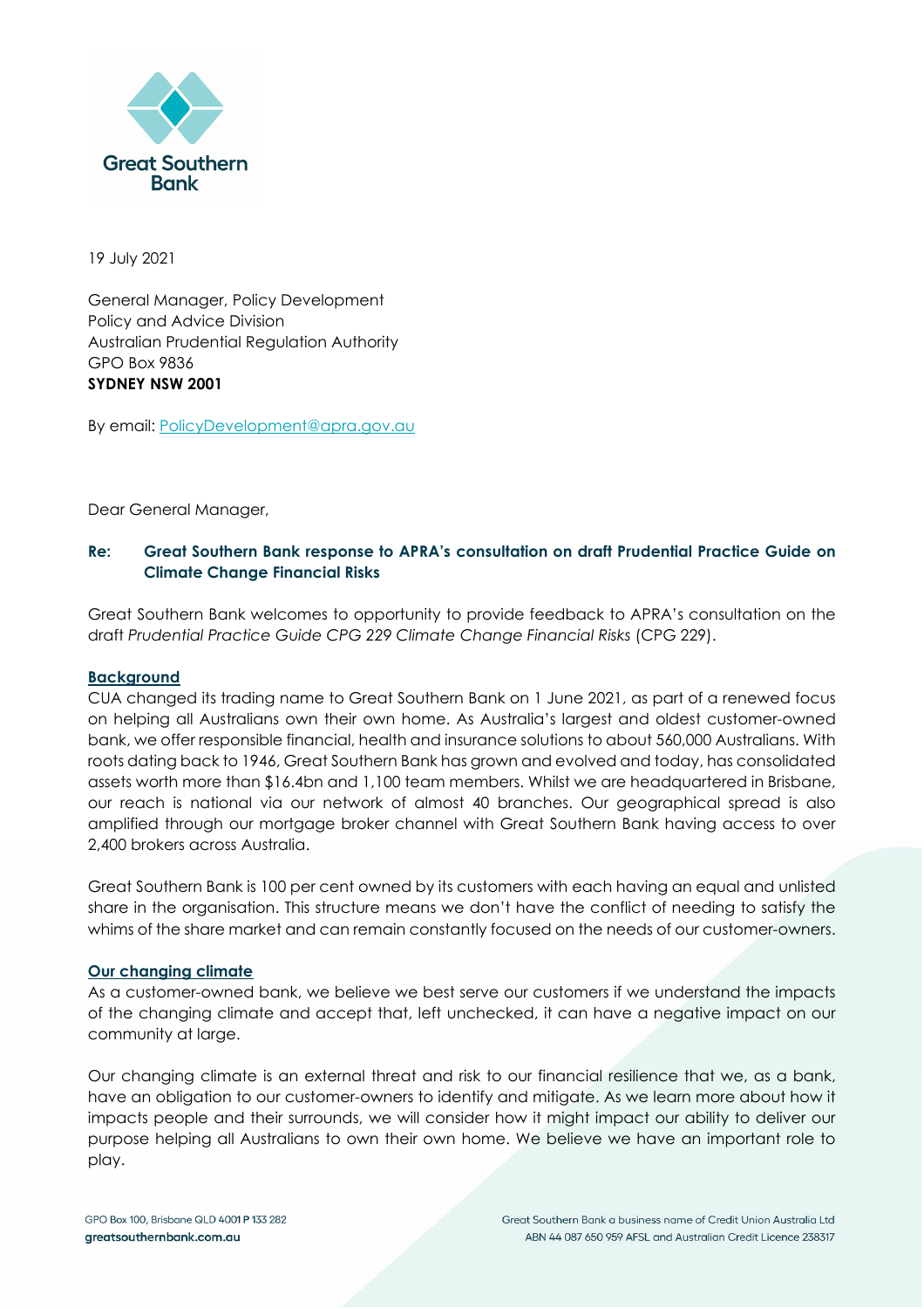Great Southern Bank

19 July 2021

General Manager, Policy Development
Policy and Advice Division
Australian Prudential Regulation Authority
GPO Box 9836
**SYDNEY NSW 2001**

By email: PolicyDevelopment@apra.gov.au

Dear General Manager,

**Re: Great Southern Bank response to APRA's consultation on draft Prudential Practice Guide on Climate Change Financial Risks**

Great Southern Bank welcomes to opportunity to provide feedback to APRA's consultation on the draft *Prudential Practice Guide CPG 229 Climate Change Financial Risks* (CPG 229).

**Background**

CUA changed its trading name to Great Southern Bank on 1 June 2021, as part of a renewed focus on helping all Australians own their own home. As Australia's largest and oldest customer-owned bank, we offer responsible financial, health and insurance solutions to about 560,000 Australians. With roots dating back to 1946, Great Southern Bank has grown and evolved and today, has consolidated assets worth more than $16.4bn and 1,100 team members. Whilst we are headquartered in Brisbane, our reach is national via our network of almost 40 branches. Our geographical spread is also amplified through our mortgage broker channel with Great Southern Bank having access to over 2,400 brokers across Australia.

Great Southern Bank is 100 per cent owned by its customers with each having an equal and unlisted share in the organisation. This structure means we don't have the conflict of needing to satisfy the whims of the share market and can remain constantly focused on the needs of our customer-owners.

**Our changing climate**

As a customer-owned bank, we believe we best serve our customers if we understand the impacts of the changing climate and accept that, left unchecked, it can have a negative impact on our community at large.

Our changing climate is an external threat and risk to our financial resilience that we, as a bank, have an obligation to our customer-owners to identify and mitigate. As we learn more about how it impacts people and their surrounds, we will consider how it might impact our ability to deliver our purpose helping all Australians to own their own home. We believe we have an important role to play.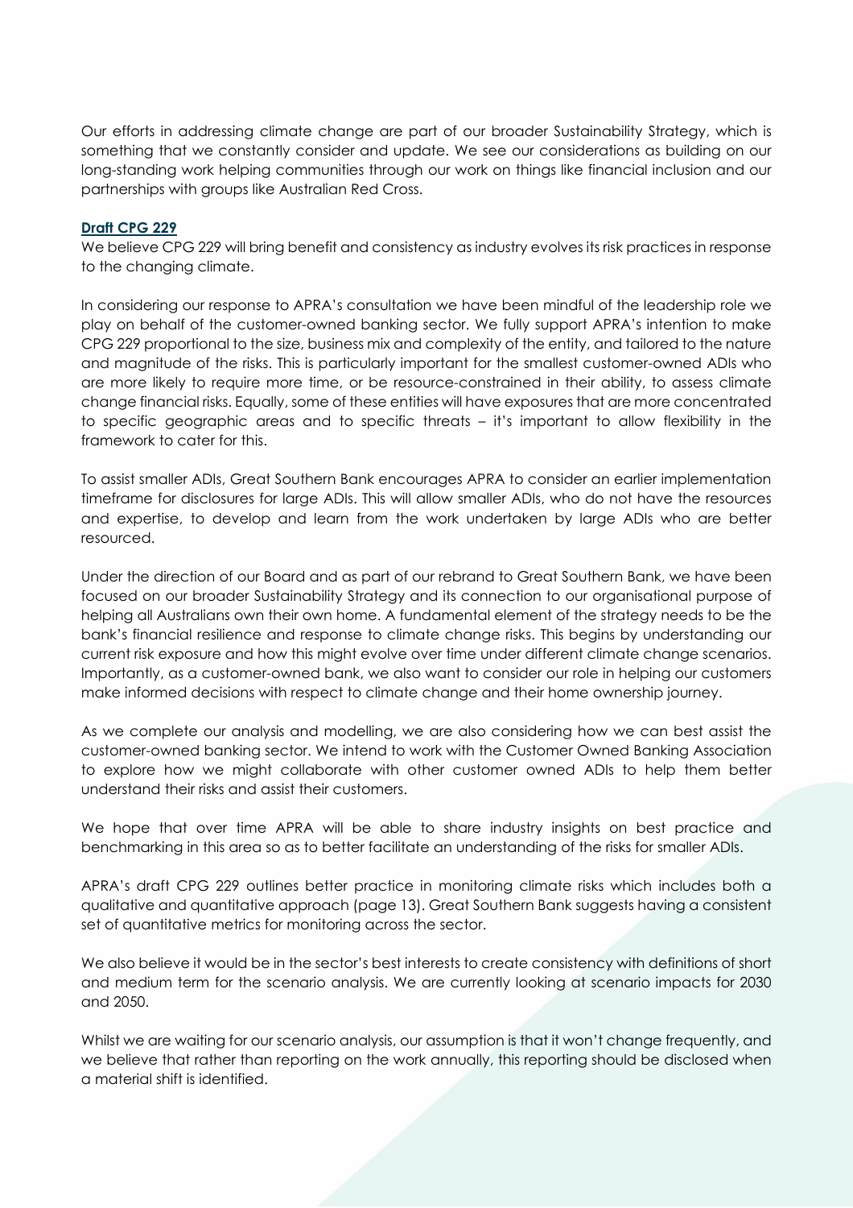Our efforts in addressing climate change are part of our broader Sustainability Strategy, which is something that we constantly consider and update. We see our considerations as building on our long-standing work helping communities through our work on things like financial inclusion and our partnerships with groups like Australian Red Cross.

**Draft CPG 229**

We believe CPG 229 will bring benefit and consistency as industry evolves its risk practices in response to the changing climate.

In considering our response to APRA's consultation we have been mindful of the leadership role we play on behalf of the customer-owned banking sector. We fully support APRA's intention to make CPG 229 proportional to the size, business mix and complexity of the entity, and tailored to the nature and magnitude of the risks. This is particularly important for the smallest customer-owned ADIs who are more likely to require more time, or be resource-constrained in their ability, to assess climate change financial risks. Equally, some of these entities will have exposures that are more concentrated to specific geographic areas and to specific threats – it's important to allow flexibility in the framework to cater for this.

To assist smaller ADIs, Great Southern Bank encourages APRA to consider an earlier implementation timeframe for disclosures for large ADIs. This will allow smaller ADIs, who do not have the resources and expertise, to develop and learn from the work undertaken by large ADIs who are better resourced.

Under the direction of our Board and as part of our rebrand to Great Southern Bank, we have been focused on our broader Sustainability Strategy and its connection to our organisational purpose of helping all Australians own their own home. A fundamental element of the strategy needs to be the bank's financial resilience and response to climate change risks. This begins by understanding our current risk exposure and how this might evolve over time under different climate change scenarios. Importantly, as a customer-owned bank, we also want to consider our role in helping our customers make informed decisions with respect to climate change and their home ownership journey.

As we complete our analysis and modelling, we are also considering how we can best assist the customer-owned banking sector. We intend to work with the Customer Owned Banking Association to explore how we might collaborate with other customer owned ADIs to help them better understand their risks and assist their customers.

We hope that over time APRA will be able to share industry insights on best practice and benchmarking in this area so as to better facilitate an understanding of the risks for smaller ADIs.

APRA's draft CPG 229 outlines better practice in monitoring climate risks which includes both a qualitative and quantitative approach (page 13). Great Southern Bank suggests having a consistent set of quantitative metrics for monitoring across the sector.

We also believe it would be in the sector's best interests to create consistency with definitions of short and medium term for the scenario analysis. We are currently looking at scenario impacts for 2030 and 2050.

Whilst we are waiting for our scenario analysis, our assumption is that it won't change frequently, and we believe that rather than reporting on the work annually, this reporting should be disclosed when a material shift is identified.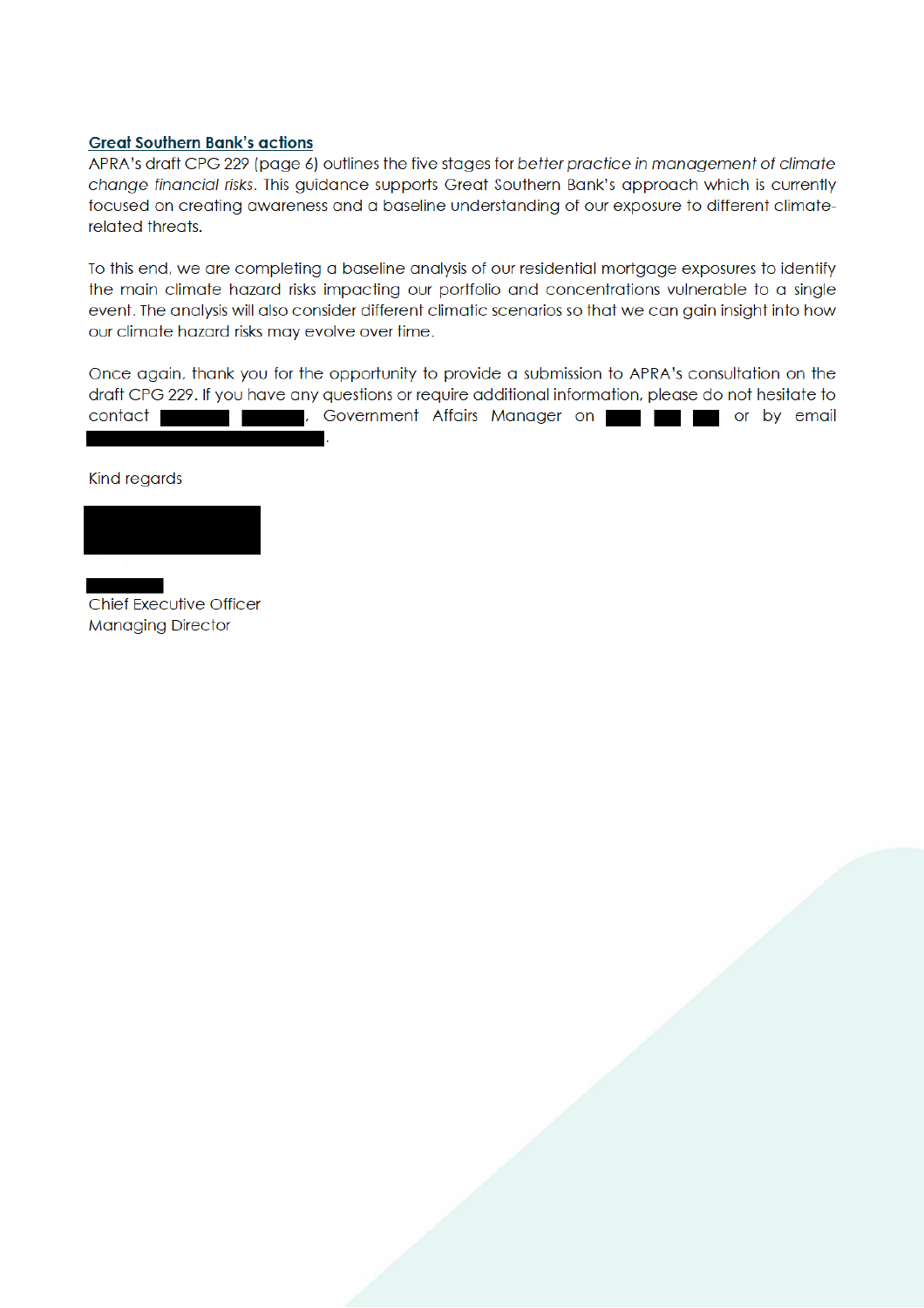**Great Southern Bank's actions**

APRA's draft CPG 229 (page 6) outlines the five stages for *better practice in management of climate change financial risks*. This guidance supports Great Southern Bank's approach which is currently focused on creating awareness and a baseline understanding of our exposure to different climate-related threats.

To this end, we are completing a baseline analysis of our residential mortgage exposures to identify the main climate hazard risks impacting our portfolio and concentrations vulnerable to a single event. The analysis will also consider different climatic scenarios so that we can gain insight into how our climate hazard risks may evolve over time.

Once again, thank you for the opportunity to provide a submission to APRA's consultation on the draft CPG 229. If you have any questions or require additional information, please do not hesitate to contact [redacted] [redacted], Government Affairs Manager on [redacted] [redacted] [redacted] or by email [redacted].

Kind regards

[redacted]

[redacted]
Chief Executive Officer
Managing Director